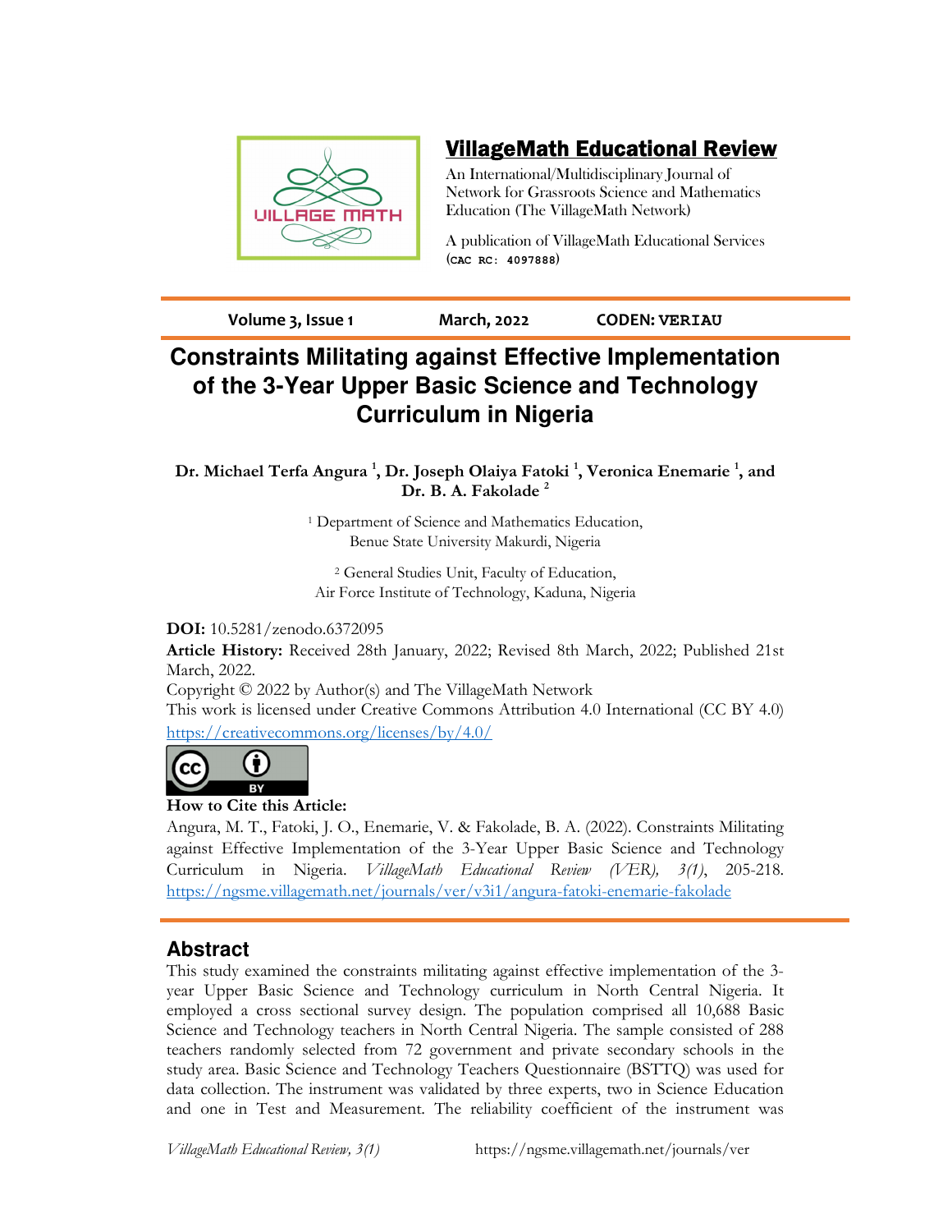# VillageMath Educational Review

An International/Multidisciplinary Journal of Network for Grassroots Science and Mathematics Education (The VillageMath Network)

A publication of VillageMath Educational Services (CAC RC: 4097888)

Volume 3, Issue 1 | March, 2022 | CODEN: VERIAU

# Constraints Militating against Effective Implementation of the 3-Year Upper Basic Science and Technology Curriculum in Nigeria

**Dr. Michael Terfa Angura [1], Dr. Joseph Olaiya Fatoki [1], Veronica Enemarie [1], and Dr. B. A. Fakolade [2]**

[1] Department of Science and Mathematics Education, Benue State University Makurdi, Nigeria

[2] General Studies Unit, Faculty of Education, Air Force Institute of Technology, Kaduna, Nigeria

**DOI:** 10.5281/zenodo.6372095

**Article History:** Received 28th January, 2022; Revised 8th March, 2022; Published 21st March, 2022.

Copyright © 2022 by Author(s) and The VillageMath Network

This work is licensed under Creative Commons Attribution 4.0 International (CC BY 4.0) https://creativecommons.org/licenses/by/4.0/

**How to Cite this Article:**

Angura, M. T., Fatoki, J. O., Enemarie, V. & Fakolade, B. A. (2022). Constraints Militating against Effective Implementation of the 3-Year Upper Basic Science and Technology Curriculum in Nigeria. *VillageMath Educational Review (VER), 3(1)*, 205-218. https://ngsme.villagemath.net/journals/ver/v3i1/angura-fatoki-enemarie-fakolade

## Abstract

This study examined the constraints militating against effective implementation of the 3-year Upper Basic Science and Technology curriculum in North Central Nigeria. It employed a cross sectional survey design. The population comprised all 10,688 Basic Science and Technology teachers in North Central Nigeria. The sample consisted of 288 teachers randomly selected from 72 government and private secondary schools in the study area. Basic Science and Technology Teachers Questionnaire (BSTTQ) was used for data collection. The instrument was validated by three experts, two in Science Education and one in Test and Measurement. The reliability coefficient of the instrument was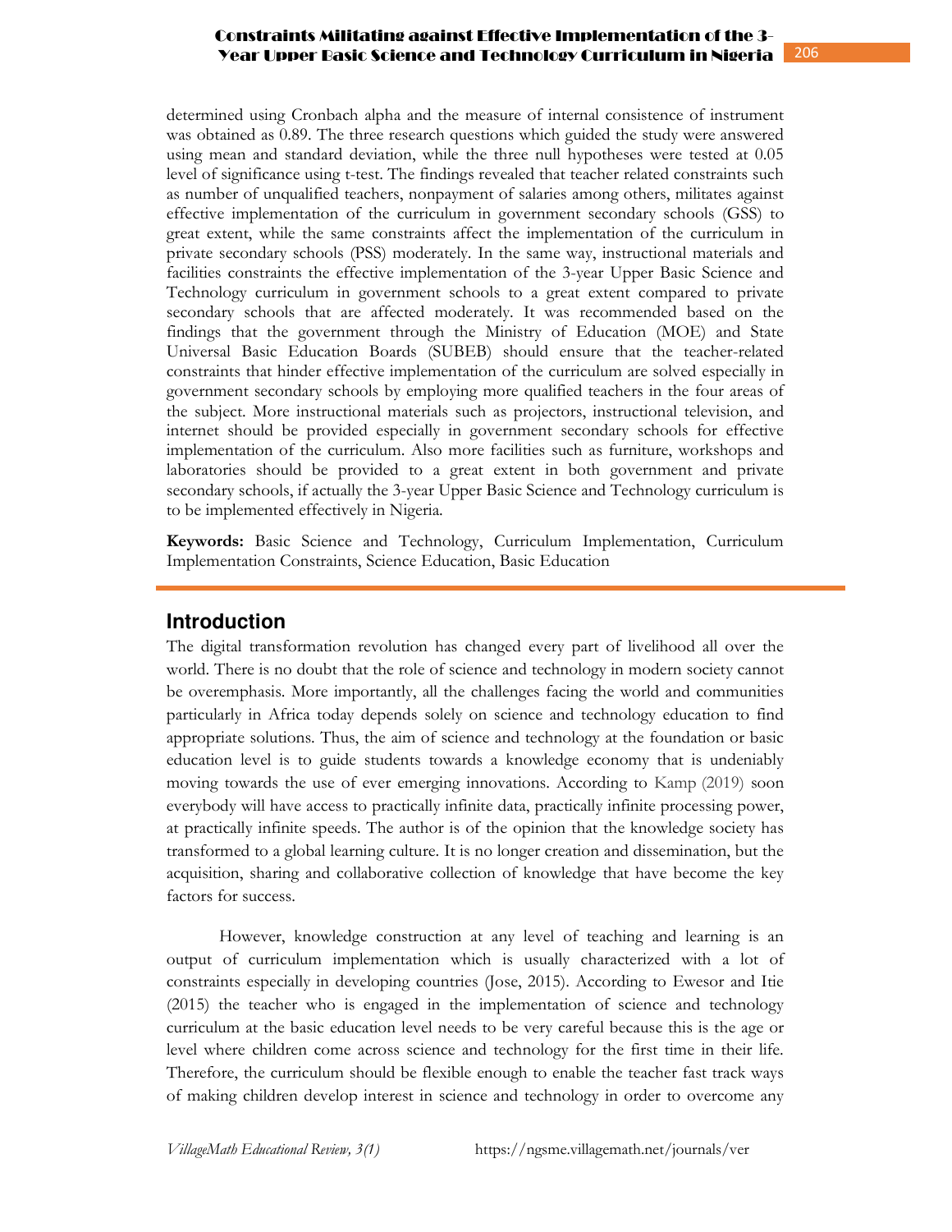determined using Cronbach alpha and the measure of internal consistence of instrument was obtained as 0.89. The three research questions which guided the study were answered using mean and standard deviation, while the three null hypotheses were tested at 0.05 level of significance using t-test. The findings revealed that teacher related constraints such as number of unqualified teachers, nonpayment of salaries among others, militates against effective implementation of the curriculum in government secondary schools (GSS) to great extent, while the same constraints affect the implementation of the curriculum in private secondary schools (PSS) moderately. In the same way, instructional materials and facilities constraints the effective implementation of the 3-year Upper Basic Science and Technology curriculum in government schools to a great extent compared to private secondary schools that are affected moderately. It was recommended based on the findings that the government through the Ministry of Education (MOE) and State Universal Basic Education Boards (SUBEB) should ensure that the teacher-related constraints that hinder effective implementation of the curriculum are solved especially in government secondary schools by employing more qualified teachers in the four areas of the subject. More instructional materials such as projectors, instructional television, and internet should be provided especially in government secondary schools for effective implementation of the curriculum. Also more facilities such as furniture, workshops and laboratories should be provided to a great extent in both government and private secondary schools, if actually the 3-year Upper Basic Science and Technology curriculum is to be implemented effectively in Nigeria.

**Keywords:** Basic Science and Technology, Curriculum Implementation, Curriculum Implementation Constraints, Science Education, Basic Education

## Introduction

The digital transformation revolution has changed every part of livelihood all over the world. There is no doubt that the role of science and technology in modern society cannot be overemphasis. More importantly, all the challenges facing the world and communities particularly in Africa today depends solely on science and technology education to find appropriate solutions. Thus, the aim of science and technology at the foundation or basic education level is to guide students towards a knowledge economy that is undeniably moving towards the use of ever emerging innovations. According to Kamp (2019) soon everybody will have access to practically infinite data, practically infinite processing power, at practically infinite speeds. The author is of the opinion that the knowledge society has transformed to a global learning culture. It is no longer creation and dissemination, but the acquisition, sharing and collaborative collection of knowledge that have become the key factors for success.

However, knowledge construction at any level of teaching and learning is an output of curriculum implementation which is usually characterized with a lot of constraints especially in developing countries (Jose, 2015). According to Ewesor and Itie (2015) the teacher who is engaged in the implementation of science and technology curriculum at the basic education level needs to be very careful because this is the age or level where children come across science and technology for the first time in their life. Therefore, the curriculum should be flexible enough to enable the teacher fast track ways of making children develop interest in science and technology in order to overcome any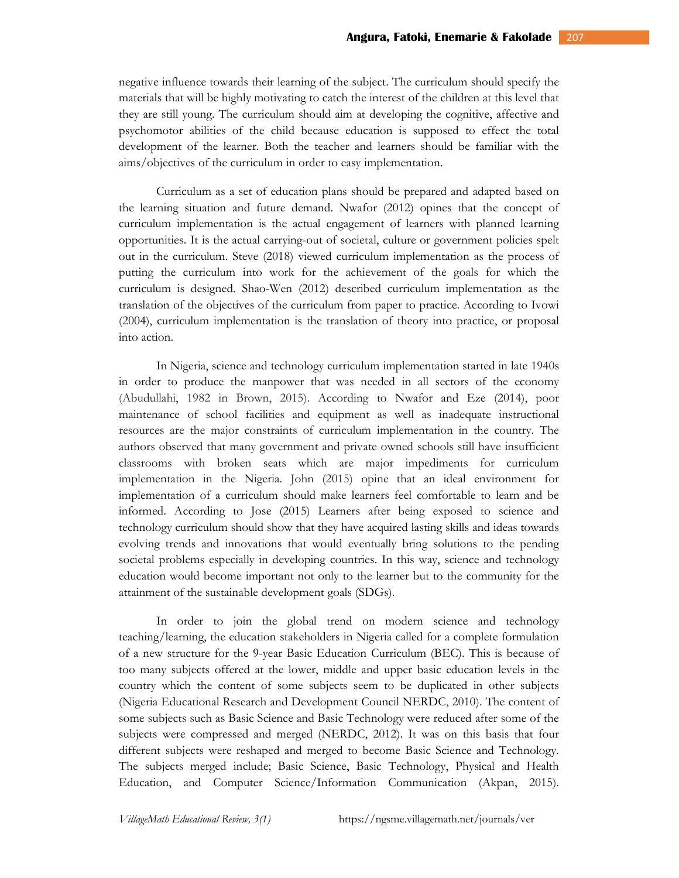negative influence towards their learning of the subject. The curriculum should specify the materials that will be highly motivating to catch the interest of the children at this level that they are still young. The curriculum should aim at developing the cognitive, affective and psychomotor abilities of the child because education is supposed to effect the total development of the learner. Both the teacher and learners should be familiar with the aims/objectives of the curriculum in order to easy implementation.

Curriculum as a set of education plans should be prepared and adapted based on the learning situation and future demand. Nwafor (2012) opines that the concept of curriculum implementation is the actual engagement of learners with planned learning opportunities. It is the actual carrying-out of societal, culture or government policies spelt out in the curriculum. Steve (2018) viewed curriculum implementation as the process of putting the curriculum into work for the achievement of the goals for which the curriculum is designed. Shao-Wen (2012) described curriculum implementation as the translation of the objectives of the curriculum from paper to practice. According to Ivowi (2004), curriculum implementation is the translation of theory into practice, or proposal into action.

In Nigeria, science and technology curriculum implementation started in late 1940s in order to produce the manpower that was needed in all sectors of the economy (Abudullahi, 1982 in Brown, 2015). According to Nwafor and Eze (2014), poor maintenance of school facilities and equipment as well as inadequate instructional resources are the major constraints of curriculum implementation in the country. The authors observed that many government and private owned schools still have insufficient classrooms with broken seats which are major impediments for curriculum implementation in the Nigeria. John (2015) opine that an ideal environment for implementation of a curriculum should make learners feel comfortable to learn and be informed. According to Jose (2015) Learners after being exposed to science and technology curriculum should show that they have acquired lasting skills and ideas towards evolving trends and innovations that would eventually bring solutions to the pending societal problems especially in developing countries. In this way, science and technology education would become important not only to the learner but to the community for the attainment of the sustainable development goals (SDGs).

In order to join the global trend on modern science and technology teaching/learning, the education stakeholders in Nigeria called for a complete formulation of a new structure for the 9-year Basic Education Curriculum (BEC). This is because of too many subjects offered at the lower, middle and upper basic education levels in the country which the content of some subjects seem to be duplicated in other subjects (Nigeria Educational Research and Development Council NERDC, 2010). The content of some subjects such as Basic Science and Basic Technology were reduced after some of the subjects were compressed and merged (NERDC, 2012). It was on this basis that four different subjects were reshaped and merged to become Basic Science and Technology. The subjects merged include; Basic Science, Basic Technology, Physical and Health Education, and Computer Science/Information Communication (Akpan, 2015).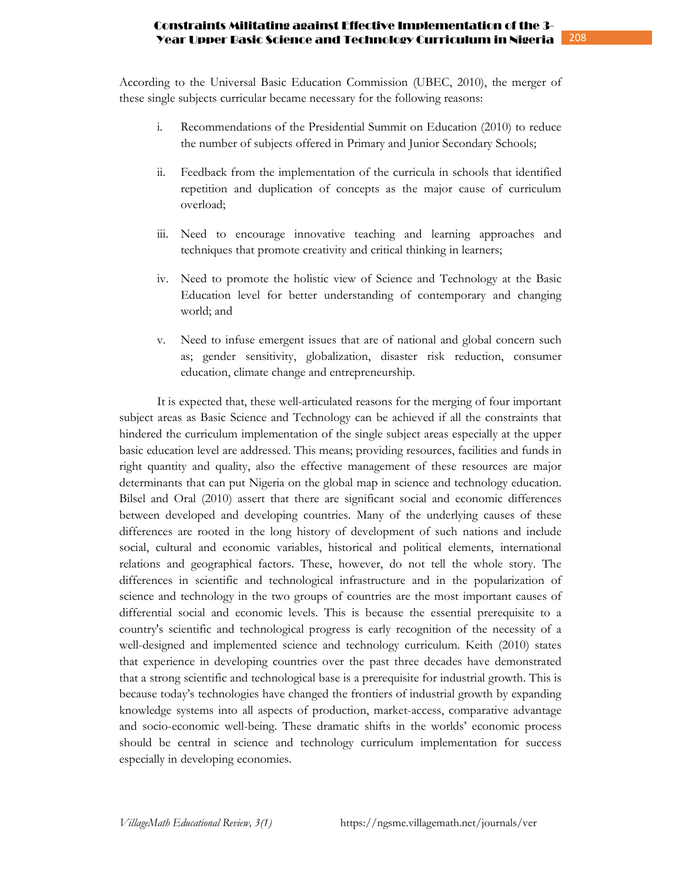According to the Universal Basic Education Commission (UBEC, 2010), the merger of these single subjects curricular became necessary for the following reasons:

i. Recommendations of the Presidential Summit on Education (2010) to reduce the number of subjects offered in Primary and Junior Secondary Schools;

ii. Feedback from the implementation of the curricula in schools that identified repetition and duplication of concepts as the major cause of curriculum overload;

iii. Need to encourage innovative teaching and learning approaches and techniques that promote creativity and critical thinking in learners;

iv. Need to promote the holistic view of Science and Technology at the Basic Education level for better understanding of contemporary and changing world; and

v. Need to infuse emergent issues that are of national and global concern such as; gender sensitivity, globalization, disaster risk reduction, consumer education, climate change and entrepreneurship.

It is expected that, these well-articulated reasons for the merging of four important subject areas as Basic Science and Technology can be achieved if all the constraints that hindered the curriculum implementation of the single subject areas especially at the upper basic education level are addressed. This means; providing resources, facilities and funds in right quantity and quality, also the effective management of these resources are major determinants that can put Nigeria on the global map in science and technology education. Bilsel and Oral (2010) assert that there are significant social and economic differences between developed and developing countries. Many of the underlying causes of these differences are rooted in the long history of development of such nations and include social, cultural and economic variables, historical and political elements, international relations and geographical factors. These, however, do not tell the whole story. The differences in scientific and technological infrastructure and in the popularization of science and technology in the two groups of countries are the most important causes of differential social and economic levels. This is because the essential prerequisite to a country's scientific and technological progress is early recognition of the necessity of a well-designed and implemented science and technology curriculum. Keith (2010) states that experience in developing countries over the past three decades have demonstrated that a strong scientific and technological base is a prerequisite for industrial growth. This is because today's technologies have changed the frontiers of industrial growth by expanding knowledge systems into all aspects of production, market-access, comparative advantage and socio-economic well-being. These dramatic shifts in the worlds' economic process should be central in science and technology curriculum implementation for success especially in developing economies.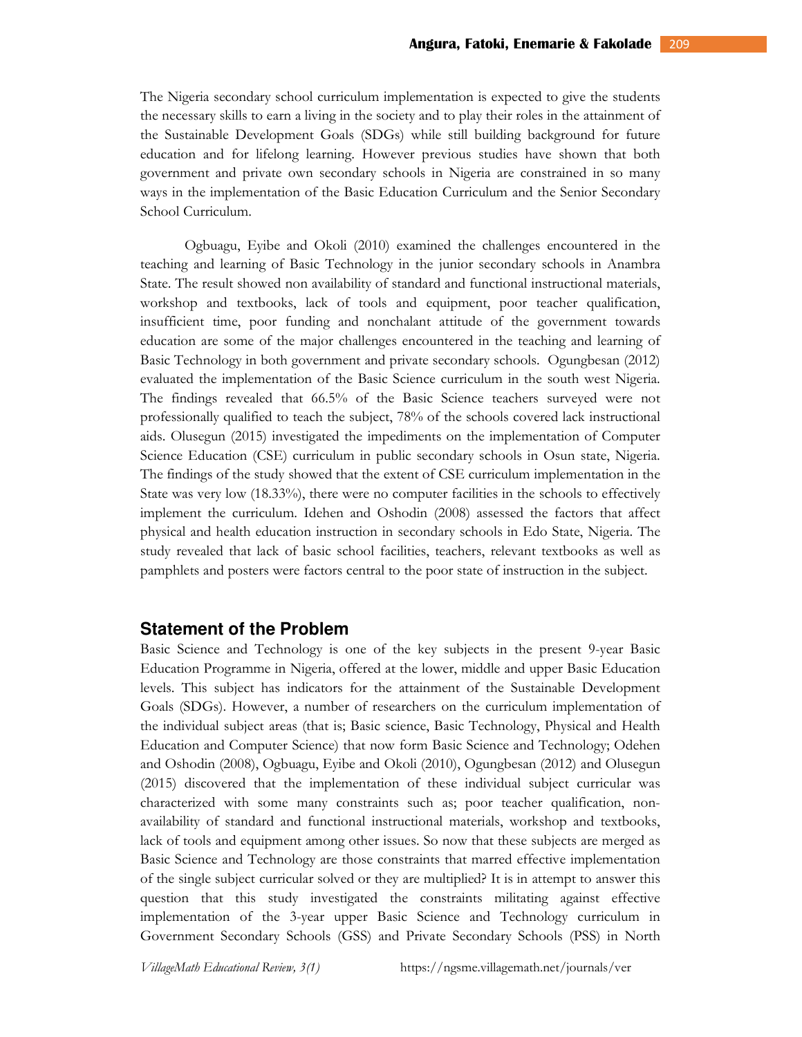The Nigeria secondary school curriculum implementation is expected to give the students the necessary skills to earn a living in the society and to play their roles in the attainment of the Sustainable Development Goals (SDGs) while still building background for future education and for lifelong learning. However previous studies have shown that both government and private own secondary schools in Nigeria are constrained in so many ways in the implementation of the Basic Education Curriculum and the Senior Secondary School Curriculum.

Ogbuagu, Eyibe and Okoli (2010) examined the challenges encountered in the teaching and learning of Basic Technology in the junior secondary schools in Anambra State. The result showed non availability of standard and functional instructional materials, workshop and textbooks, lack of tools and equipment, poor teacher qualification, insufficient time, poor funding and nonchalant attitude of the government towards education are some of the major challenges encountered in the teaching and learning of Basic Technology in both government and private secondary schools. Ogungbesan (2012) evaluated the implementation of the Basic Science curriculum in the south west Nigeria. The findings revealed that 66.5% of the Basic Science teachers surveyed were not professionally qualified to teach the subject, 78% of the schools covered lack instructional aids. Olusegun (2015) investigated the impediments on the implementation of Computer Science Education (CSE) curriculum in public secondary schools in Osun state, Nigeria. The findings of the study showed that the extent of CSE curriculum implementation in the State was very low (18.33%), there were no computer facilities in the schools to effectively implement the curriculum. Idehen and Oshodin (2008) assessed the factors that affect physical and health education instruction in secondary schools in Edo State, Nigeria. The study revealed that lack of basic school facilities, teachers, relevant textbooks as well as pamphlets and posters were factors central to the poor state of instruction in the subject.

## Statement of the Problem

Basic Science and Technology is one of the key subjects in the present 9-year Basic Education Programme in Nigeria, offered at the lower, middle and upper Basic Education levels. This subject has indicators for the attainment of the Sustainable Development Goals (SDGs). However, a number of researchers on the curriculum implementation of the individual subject areas (that is; Basic science, Basic Technology, Physical and Health Education and Computer Science) that now form Basic Science and Technology; Odehen and Oshodin (2008), Ogbuagu, Eyibe and Okoli (2010), Ogungbesan (2012) and Olusegun (2015) discovered that the implementation of these individual subject curricular was characterized with some many constraints such as; poor teacher qualification, non-availability of standard and functional instructional materials, workshop and textbooks, lack of tools and equipment among other issues. So now that these subjects are merged as Basic Science and Technology are those constraints that marred effective implementation of the single subject curricular solved or they are multiplied? It is in attempt to answer this question that this study investigated the constraints militating against effective implementation of the 3-year upper Basic Science and Technology curriculum in Government Secondary Schools (GSS) and Private Secondary Schools (PSS) in North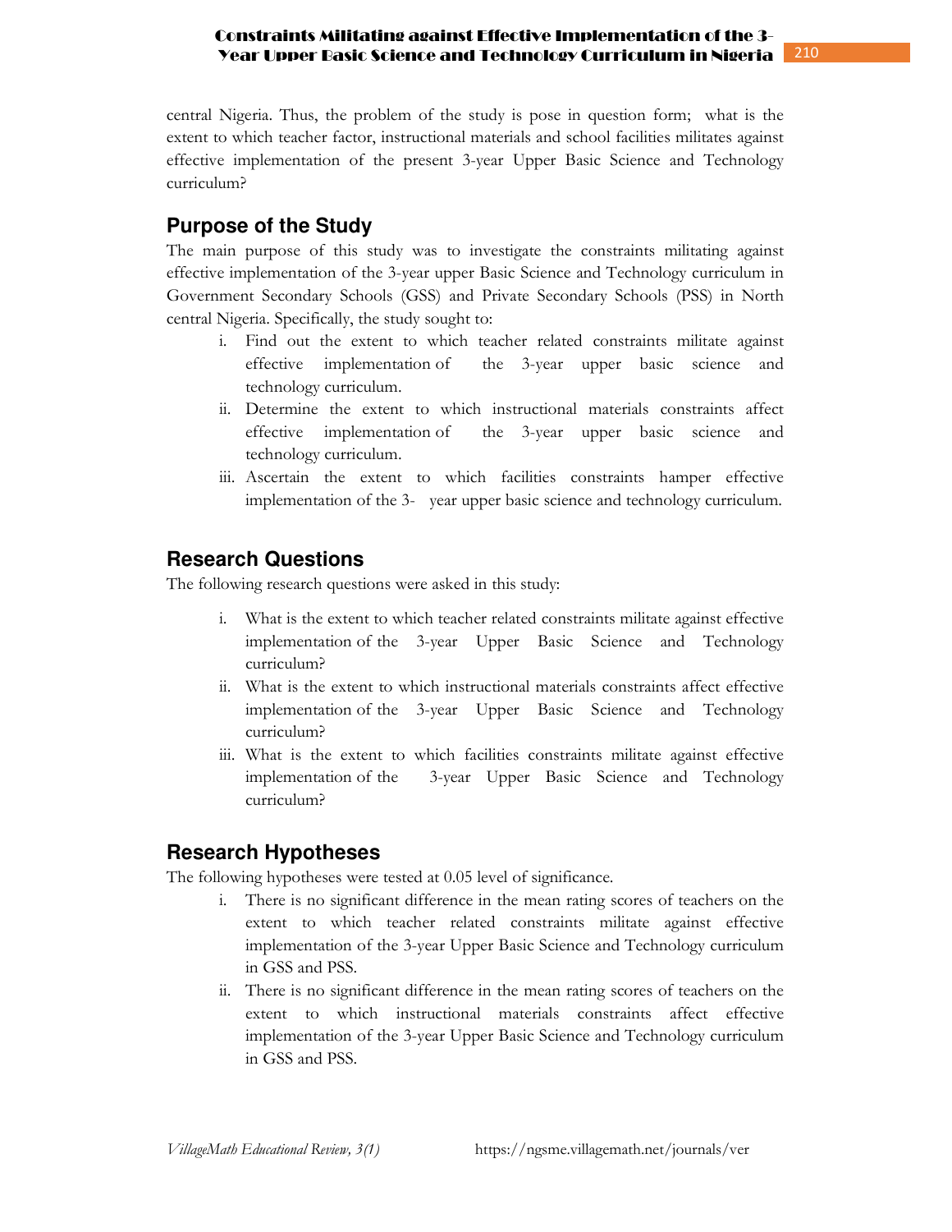central Nigeria. Thus, the problem of the study is pose in question form; what is the extent to which teacher factor, instructional materials and school facilities militates against effective implementation of the present 3-year Upper Basic Science and Technology curriculum?

## Purpose of the Study

The main purpose of this study was to investigate the constraints militating against effective implementation of the 3-year upper Basic Science and Technology curriculum in Government Secondary Schools (GSS) and Private Secondary Schools (PSS) in North central Nigeria. Specifically, the study sought to:

i. Find out the extent to which teacher related constraints militate against effective implementation of the 3-year upper basic science and technology curriculum.
ii. Determine the extent to which instructional materials constraints affect effective implementation of the 3-year upper basic science and technology curriculum.
iii. Ascertain the extent to which facilities constraints hamper effective implementation of the 3- year upper basic science and technology curriculum.

## Research Questions

The following research questions were asked in this study:

i. What is the extent to which teacher related constraints militate against effective implementation of the 3-year Upper Basic Science and Technology curriculum?
ii. What is the extent to which instructional materials constraints affect effective implementation of the 3-year Upper Basic Science and Technology curriculum?
iii. What is the extent to which facilities constraints militate against effective implementation of the 3-year Upper Basic Science and Technology curriculum?

## Research Hypotheses

The following hypotheses were tested at 0.05 level of significance.

i. There is no significant difference in the mean rating scores of teachers on the extent to which teacher related constraints militate against effective implementation of the 3-year Upper Basic Science and Technology curriculum in GSS and PSS.
ii. There is no significant difference in the mean rating scores of teachers on the extent to which instructional materials constraints affect effective implementation of the 3-year Upper Basic Science and Technology curriculum in GSS and PSS.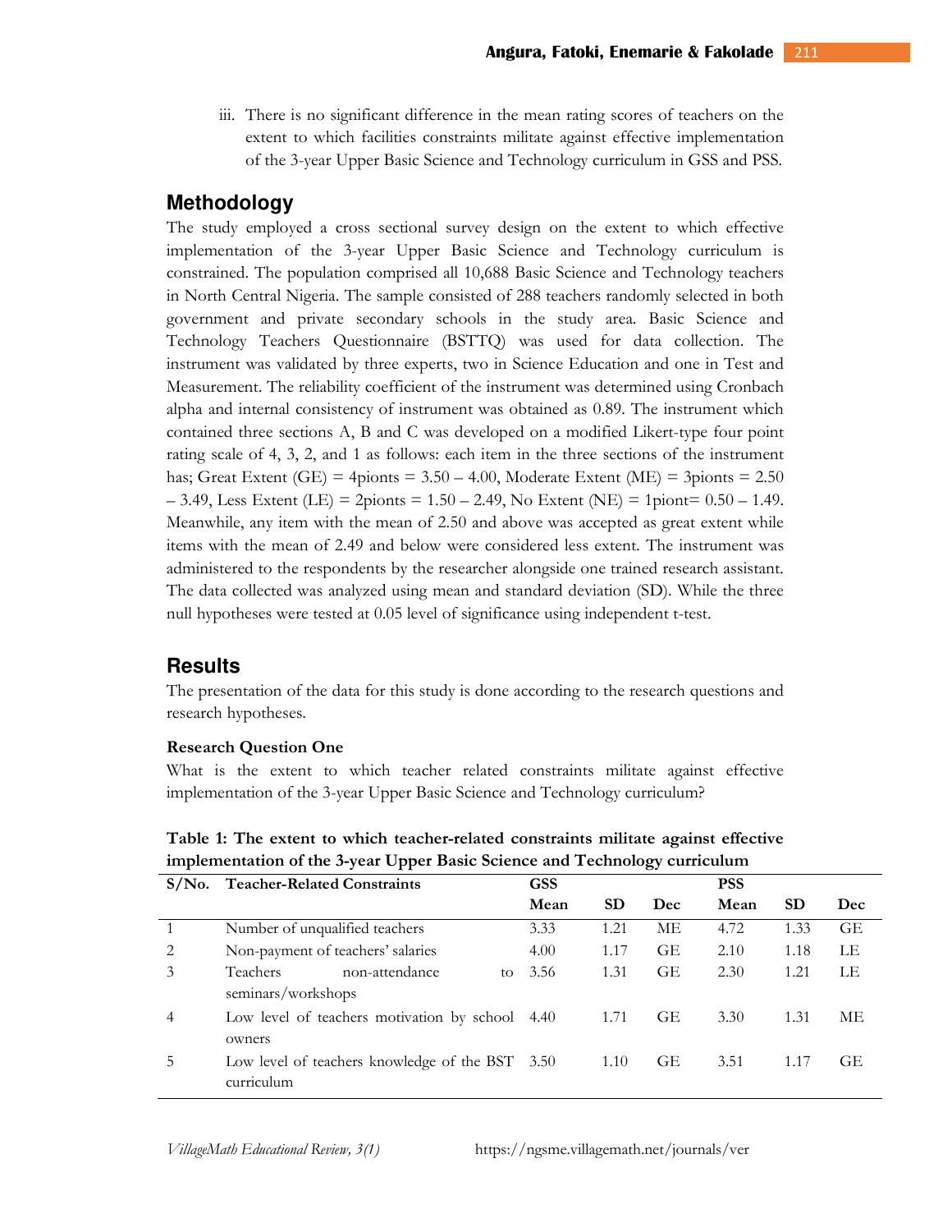iii. There is no significant difference in the mean rating scores of teachers on the extent to which facilities constraints militate against effective implementation of the 3-year Upper Basic Science and Technology curriculum in GSS and PSS.

## Methodology

The study employed a cross sectional survey design on the extent to which effective implementation of the 3-year Upper Basic Science and Technology curriculum is constrained. The population comprised all 10,688 Basic Science and Technology teachers in North Central Nigeria. The sample consisted of 288 teachers randomly selected in both government and private secondary schools in the study area. Basic Science and Technology Teachers Questionnaire (BSTTQ) was used for data collection. The instrument was validated by three experts, two in Science Education and one in Test and Measurement. The reliability coefficient of the instrument was determined using Cronbach alpha and internal consistency of instrument was obtained as 0.89. The instrument which contained three sections A, B and C was developed on a modified Likert-type four point rating scale of 4, 3, 2, and 1 as follows: each item in the three sections of the instrument has; Great Extent (GE) = 4pionts = 3.50 – 4.00, Moderate Extent (ME) = 3pionts = 2.50 – 3.49, Less Extent (LE) = 2pionts = 1.50 – 2.49, No Extent (NE) = 1piont= 0.50 – 1.49. Meanwhile, any item with the mean of 2.50 and above was accepted as great extent while items with the mean of 2.49 and below were considered less extent. The instrument was administered to the respondents by the researcher alongside one trained research assistant. The data collected was analyzed using mean and standard deviation (SD). While the three null hypotheses were tested at 0.05 level of significance using independent t-test.

## Results

The presentation of the data for this study is done according to the research questions and research hypotheses.

### Research Question One

What is the extent to which teacher related constraints militate against effective implementation of the 3-year Upper Basic Science and Technology curriculum?

**Table 1: The extent to which teacher-related constraints militate against effective implementation of the 3-year Upper Basic Science and Technology curriculum**

| S/No. | Teacher-Related Constraints | GSS | | | PSS | | |
|---|---|---|---|---|---|---|---|
| | | Mean | SD | Dec | Mean | SD | Dec |
| 1 | Number of unqualified teachers | 3.33 | 1.21 | ME | 4.72 | 1.33 | GE |
| 2 | Non-payment of teachers' salaries | 4.00 | 1.17 | GE | 2.10 | 1.18 | LE |
| 3 | Teachers non-attendance to seminars/workshops | 3.56 | 1.31 | GE | 2.30 | 1.21 | LE |
| 4 | Low level of teachers motivation by school owners | 4.40 | 1.71 | GE | 3.30 | 1.31 | ME |
| 5 | Low level of teachers knowledge of the BST curriculum | 3.50 | 1.10 | GE | 3.51 | 1.17 | GE |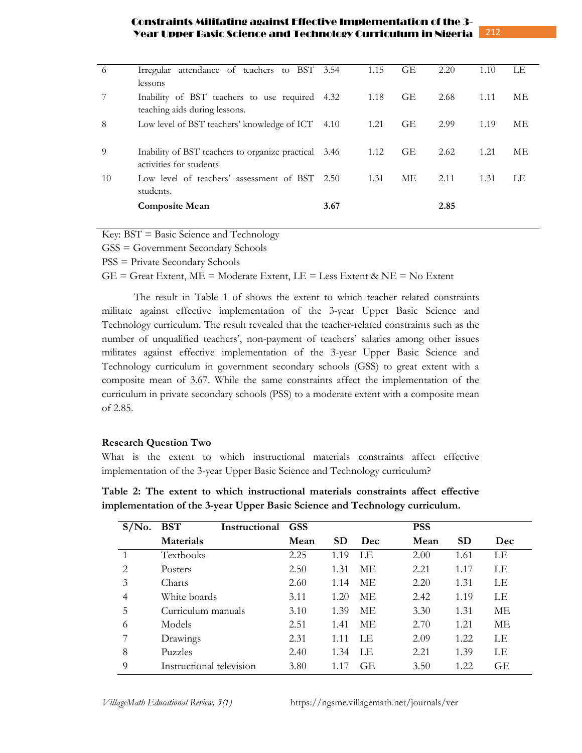| | | | | | | | |
|---|---|---|---|---|---|---|---|
| 6 | Irregular attendance of teachers to BST lessons | 3.54 | 1.15 | GE | 2.20 | 1.10 | LE |
| 7 | Inability of BST teachers to use required teaching aids during lessons. | 4.32 | 1.18 | GE | 2.68 | 1.11 | ME |
| 8 | Low level of BST teachers' knowledge of ICT | 4.10 | 1.21 | GE | 2.99 | 1.19 | ME |
| 9 | Inability of BST teachers to organize practical activities for students | 3.46 | 1.12 | GE | 2.62 | 1.21 | ME |
| 10 | Low level of teachers' assessment of BST students. | 2.50 | 1.31 | ME | 2.11 | 1.31 | LE |
| | **Composite Mean** | **3.67** | | | **2.85** | | |

Key: BST = Basic Science and Technology

GSS = Government Secondary Schools

PSS = Private Secondary Schools

GE = Great Extent, ME = Moderate Extent, LE = Less Extent & NE = No Extent

The result in Table 1 of shows the extent to which teacher related constraints militate against effective implementation of the 3-year Upper Basic Science and Technology curriculum. The result revealed that the teacher-related constraints such as the number of unqualified teachers', non-payment of teachers' salaries among other issues militates against effective implementation of the 3-year Upper Basic Science and Technology curriculum in government secondary schools (GSS) to great extent with a composite mean of 3.67. While the same constraints affect the implementation of the curriculum in private secondary schools (PSS) to a moderate extent with a composite mean of 2.85.

### Research Question Two

What is the extent to which instructional materials constraints affect effective implementation of the 3-year Upper Basic Science and Technology curriculum?

**Table 2: The extent to which instructional materials constraints affect effective implementation of the 3-year Upper Basic Science and Technology curriculum.**

| S/No. | BST Instructional Materials | GSS Mean | SD | Dec | PSS Mean | SD | Dec |
|---|---|---|---|---|---|---|---|
| 1 | Textbooks | 2.25 | 1.19 | LE | 2.00 | 1.61 | LE |
| 2 | Posters | 2.50 | 1.31 | ME | 2.21 | 1.17 | LE |
| 3 | Charts | 2.60 | 1.14 | ME | 2.20 | 1.31 | LE |
| 4 | White boards | 3.11 | 1.20 | ME | 2.42 | 1.19 | LE |
| 5 | Curriculum manuals | 3.10 | 1.39 | ME | 3.30 | 1.31 | ME |
| 6 | Models | 2.51 | 1.41 | ME | 2.70 | 1.21 | ME |
| 7 | Drawings | 2.31 | 1.11 | LE | 2.09 | 1.22 | LE |
| 8 | Puzzles | 2.40 | 1.34 | LE | 2.21 | 1.39 | LE |
| 9 | Instructional television | 3.80 | 1.17 | GE | 3.50 | 1.22 | GE |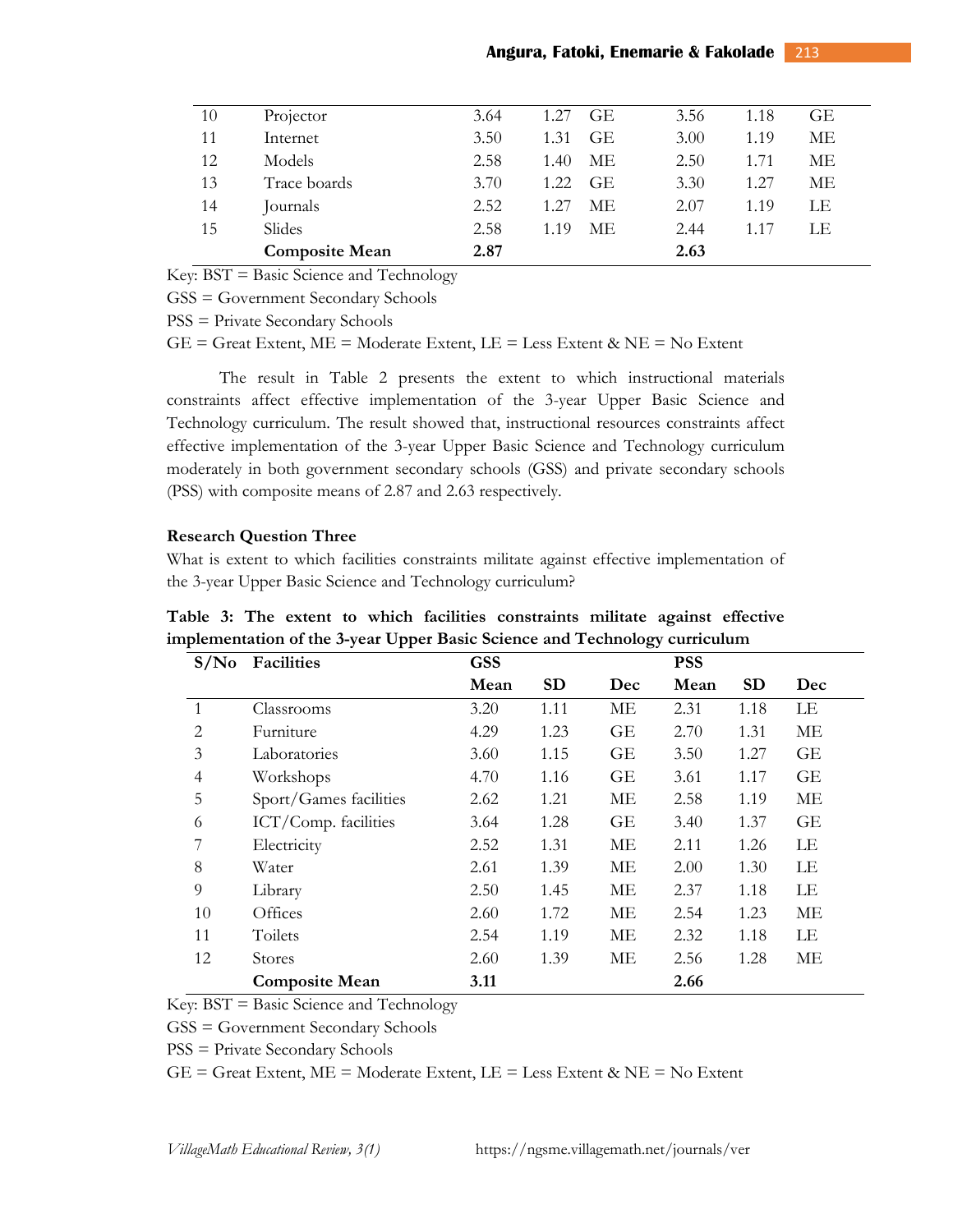| | | | | | | | |
|---|---|---|---|---|---|---|---|
| 10 | Projector | 3.64 | 1.27 | GE | 3.56 | 1.18 | GE |
| 11 | Internet | 3.50 | 1.31 | GE | 3.00 | 1.19 | ME |
| 12 | Models | 2.58 | 1.40 | ME | 2.50 | 1.71 | ME |
| 13 | Trace boards | 3.70 | 1.22 | GE | 3.30 | 1.27 | ME |
| 14 | Journals | 2.52 | 1.27 | ME | 2.07 | 1.19 | LE |
| 15 | Slides | 2.58 | 1.19 | ME | 2.44 | 1.17 | LE |
| | **Composite Mean** | **2.87** | | | **2.63** | | |

Key: BST = Basic Science and Technology

GSS = Government Secondary Schools

PSS = Private Secondary Schools

GE = Great Extent, ME = Moderate Extent, LE = Less Extent & NE = No Extent

The result in Table 2 presents the extent to which instructional materials constraints affect effective implementation of the 3-year Upper Basic Science and Technology curriculum. The result showed that, instructional resources constraints affect effective implementation of the 3-year Upper Basic Science and Technology curriculum moderately in both government secondary schools (GSS) and private secondary schools (PSS) with composite means of 2.87 and 2.63 respectively.

**Research Question Three**

What is extent to which facilities constraints militate against effective implementation of the 3-year Upper Basic Science and Technology curriculum?

**Table 3: The extent to which facilities constraints militate against effective implementation of the 3-year Upper Basic Science and Technology curriculum**

| S/No | Facilities | GSS | | | PSS | | |
|---|---|---|---|---|---|---|---|
| | | Mean | SD | Dec | Mean | SD | Dec |
| 1 | Classrooms | 3.20 | 1.11 | ME | 2.31 | 1.18 | LE |
| 2 | Furniture | 4.29 | 1.23 | GE | 2.70 | 1.31 | ME |
| 3 | Laboratories | 3.60 | 1.15 | GE | 3.50 | 1.27 | GE |
| 4 | Workshops | 4.70 | 1.16 | GE | 3.61 | 1.17 | GE |
| 5 | Sport/Games facilities | 2.62 | 1.21 | ME | 2.58 | 1.19 | ME |
| 6 | ICT/Comp. facilities | 3.64 | 1.28 | GE | 3.40 | 1.37 | GE |
| 7 | Electricity | 2.52 | 1.31 | ME | 2.11 | 1.26 | LE |
| 8 | Water | 2.61 | 1.39 | ME | 2.00 | 1.30 | LE |
| 9 | Library | 2.50 | 1.45 | ME | 2.37 | 1.18 | LE |
| 10 | Offices | 2.60 | 1.72 | ME | 2.54 | 1.23 | ME |
| 11 | Toilets | 2.54 | 1.19 | ME | 2.32 | 1.18 | LE |
| 12 | Stores | 2.60 | 1.39 | ME | 2.56 | 1.28 | ME |
| | **Composite Mean** | **3.11** | | | **2.66** | | |

Key: BST = Basic Science and Technology

GSS = Government Secondary Schools

PSS = Private Secondary Schools

GE = Great Extent, ME = Moderate Extent, LE = Less Extent & NE = No Extent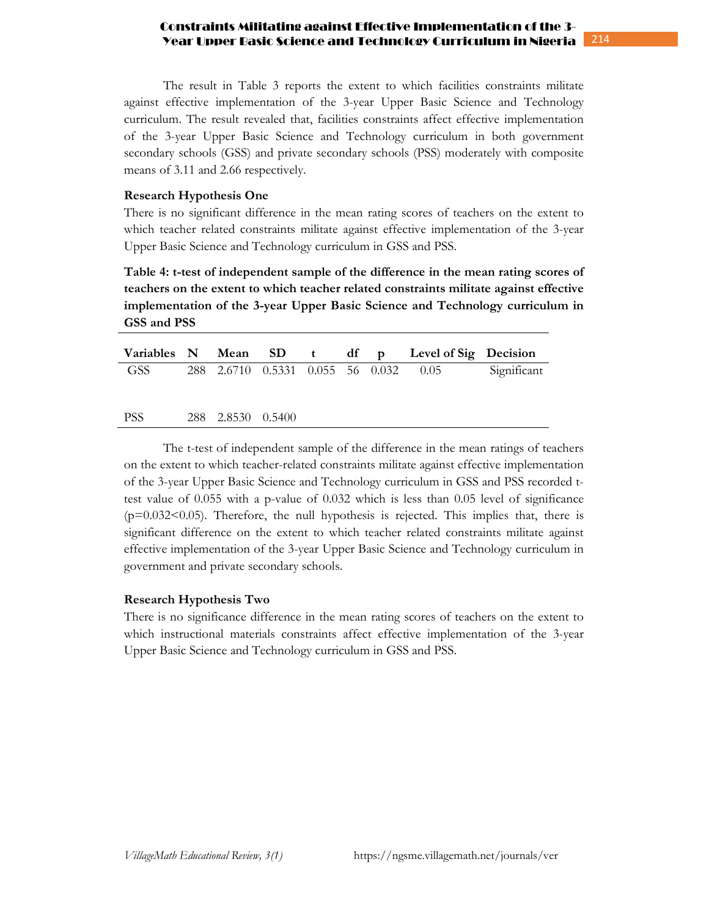The result in Table 3 reports the extent to which facilities constraints militate against effective implementation of the 3-year Upper Basic Science and Technology curriculum. The result revealed that, facilities constraints affect effective implementation of the 3-year Upper Basic Science and Technology curriculum in both government secondary schools (GSS) and private secondary schools (PSS) moderately with composite means of 3.11 and 2.66 respectively.

**Research Hypothesis One**

There is no significant difference in the mean rating scores of teachers on the extent to which teacher related constraints militate against effective implementation of the 3-year Upper Basic Science and Technology curriculum in GSS and PSS.

**Table 4: t-test of independent sample of the difference in the mean rating scores of teachers on the extent to which teacher related constraints militate against effective implementation of the 3-year Upper Basic Science and Technology curriculum in GSS and PSS**

| Variables | N | Mean | SD | t | df | p | Level of Sig | Decision |
|---|---|---|---|---|---|---|---|---|
| GSS | 288 | 2.6710 | 0.5331 | 0.055 | 56 | 0.032 | 0.05 | Significant |
| PSS | 288 | 2.8530 | 0.5400 | | | | | |

The t-test of independent sample of the difference in the mean ratings of teachers on the extent to which teacher-related constraints militate against effective implementation of the 3-year Upper Basic Science and Technology curriculum in GSS and PSS recorded t-test value of 0.055 with a p-value of 0.032 which is less than 0.05 level of significance ($p=0.032<0.05$). Therefore, the null hypothesis is rejected. This implies that, there is significant difference on the extent to which teacher related constraints militate against effective implementation of the 3-year Upper Basic Science and Technology curriculum in government and private secondary schools.

**Research Hypothesis Two**

There is no significance difference in the mean rating scores of teachers on the extent to which instructional materials constraints affect effective implementation of the 3-year Upper Basic Science and Technology curriculum in GSS and PSS.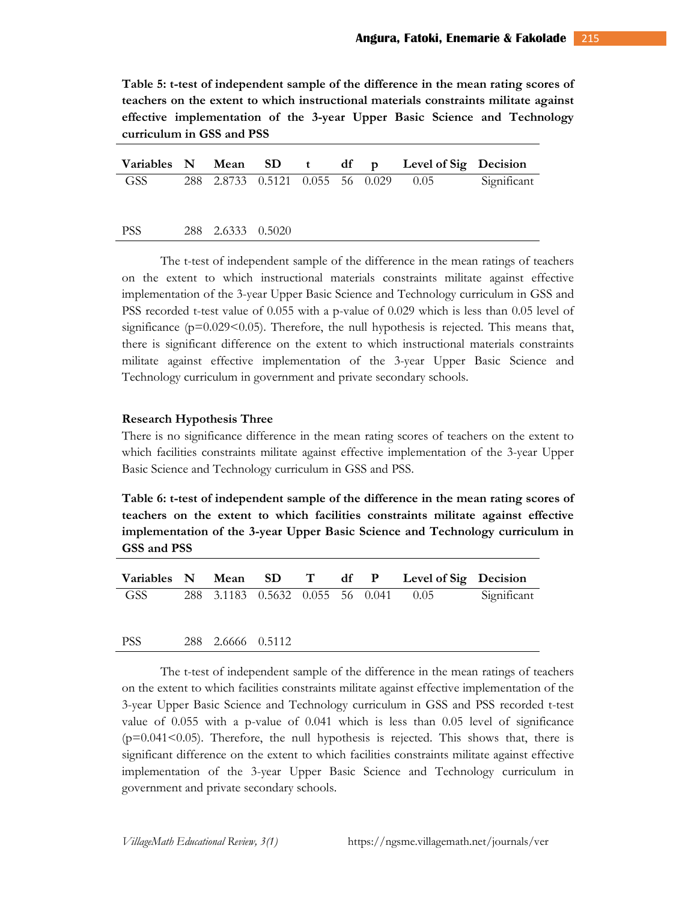**Table 5: t-test of independent sample of the difference in the mean rating scores of teachers on the extent to which instructional materials constraints militate against effective implementation of the 3-year Upper Basic Science and Technology curriculum in GSS and PSS**

| Variables | N | Mean | SD | t | df | p | Level of Sig | Decision |
|---|---|---|---|---|---|---|---|---|
| GSS | 288 | 2.8733 | 0.5121 | 0.055 | 56 | 0.029 | 0.05 | Significant |
| PSS | 288 | 2.6333 | 0.5020 | | | | | |

The t-test of independent sample of the difference in the mean ratings of teachers on the extent to which instructional materials constraints militate against effective implementation of the 3-year Upper Basic Science and Technology curriculum in GSS and PSS recorded t-test value of 0.055 with a p-value of 0.029 which is less than 0.05 level of significance ($p=0.029<0.05$). Therefore, the null hypothesis is rejected. This means that, there is significant difference on the extent to which instructional materials constraints militate against effective implementation of the 3-year Upper Basic Science and Technology curriculum in government and private secondary schools.

**Research Hypothesis Three**

There is no significance difference in the mean rating scores of teachers on the extent to which facilities constraints militate against effective implementation of the 3-year Upper Basic Science and Technology curriculum in GSS and PSS.

**Table 6: t-test of independent sample of the difference in the mean rating scores of teachers on the extent to which facilities constraints militate against effective implementation of the 3-year Upper Basic Science and Technology curriculum in GSS and PSS**

| Variables | N | Mean | SD | T | df | P | Level of Sig | Decision |
|---|---|---|---|---|---|---|---|---|
| GSS | 288 | 3.1183 | 0.5632 | 0.055 | 56 | 0.041 | 0.05 | Significant |
| PSS | 288 | 2.6666 | 0.5112 | | | | | |

The t-test of independent sample of the difference in the mean ratings of teachers on the extent to which facilities constraints militate against effective implementation of the 3-year Upper Basic Science and Technology curriculum in GSS and PSS recorded t-test value of 0.055 with a p-value of 0.041 which is less than 0.05 level of significance ($p=0.041<0.05$). Therefore, the null hypothesis is rejected. This shows that, there is significant difference on the extent to which facilities constraints militate against effective implementation of the 3-year Upper Basic Science and Technology curriculum in government and private secondary schools.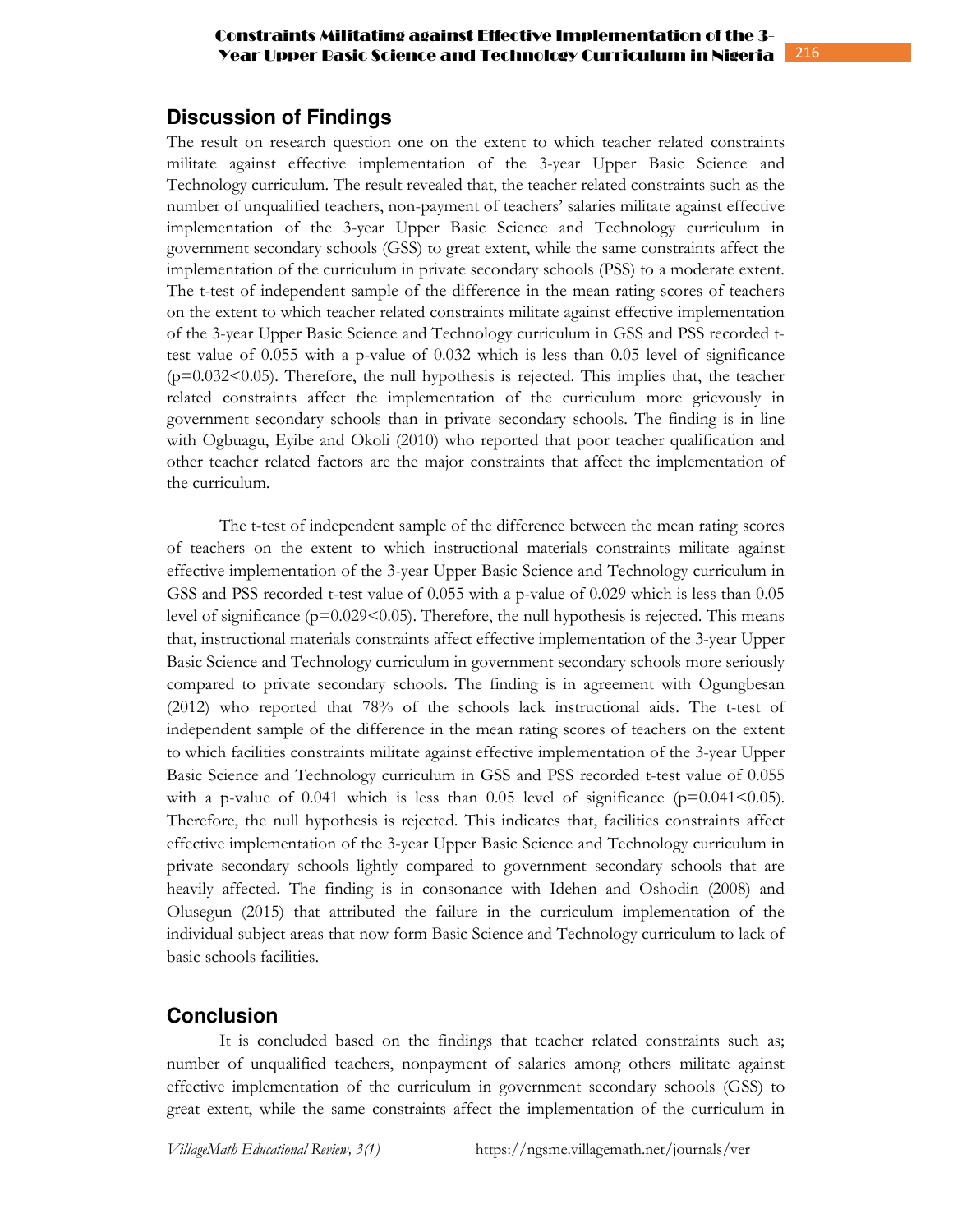## Discussion of Findings

The result on research question one on the extent to which teacher related constraints militate against effective implementation of the 3-year Upper Basic Science and Technology curriculum. The result revealed that, the teacher related constraints such as the number of unqualified teachers, non-payment of teachers' salaries militate against effective implementation of the 3-year Upper Basic Science and Technology curriculum in government secondary schools (GSS) to great extent, while the same constraints affect the implementation of the curriculum in private secondary schools (PSS) to a moderate extent. The t-test of independent sample of the difference in the mean rating scores of teachers on the extent to which teacher related constraints militate against effective implementation of the 3-year Upper Basic Science and Technology curriculum in GSS and PSS recorded t-test value of 0.055 with a p-value of 0.032 which is less than 0.05 level of significance ($p=0.032<0.05$). Therefore, the null hypothesis is rejected. This implies that, the teacher related constraints affect the implementation of the curriculum more grievously in government secondary schools than in private secondary schools. The finding is in line with Ogbuagu, Eyibe and Okoli (2010) who reported that poor teacher qualification and other teacher related factors are the major constraints that affect the implementation of the curriculum.

The t-test of independent sample of the difference between the mean rating scores of teachers on the extent to which instructional materials constraints militate against effective implementation of the 3-year Upper Basic Science and Technology curriculum in GSS and PSS recorded t-test value of 0.055 with a p-value of 0.029 which is less than 0.05 level of significance ($p=0.029<0.05$). Therefore, the null hypothesis is rejected. This means that, instructional materials constraints affect effective implementation of the 3-year Upper Basic Science and Technology curriculum in government secondary schools more seriously compared to private secondary schools. The finding is in agreement with Ogungbesan (2012) who reported that 78% of the schools lack instructional aids. The t-test of independent sample of the difference in the mean rating scores of teachers on the extent to which facilities constraints militate against effective implementation of the 3-year Upper Basic Science and Technology curriculum in GSS and PSS recorded t-test value of 0.055 with a p-value of 0.041 which is less than 0.05 level of significance ($p=0.041<0.05$). Therefore, the null hypothesis is rejected. This indicates that, facilities constraints affect effective implementation of the 3-year Upper Basic Science and Technology curriculum in private secondary schools lightly compared to government secondary schools that are heavily affected. The finding is in consonance with Idehen and Oshodin (2008) and Olusegun (2015) that attributed the failure in the curriculum implementation of the individual subject areas that now form Basic Science and Technology curriculum to lack of basic schools facilities.

## Conclusion

It is concluded based on the findings that teacher related constraints such as; number of unqualified teachers, nonpayment of salaries among others militate against effective implementation of the curriculum in government secondary schools (GSS) to great extent, while the same constraints affect the implementation of the curriculum in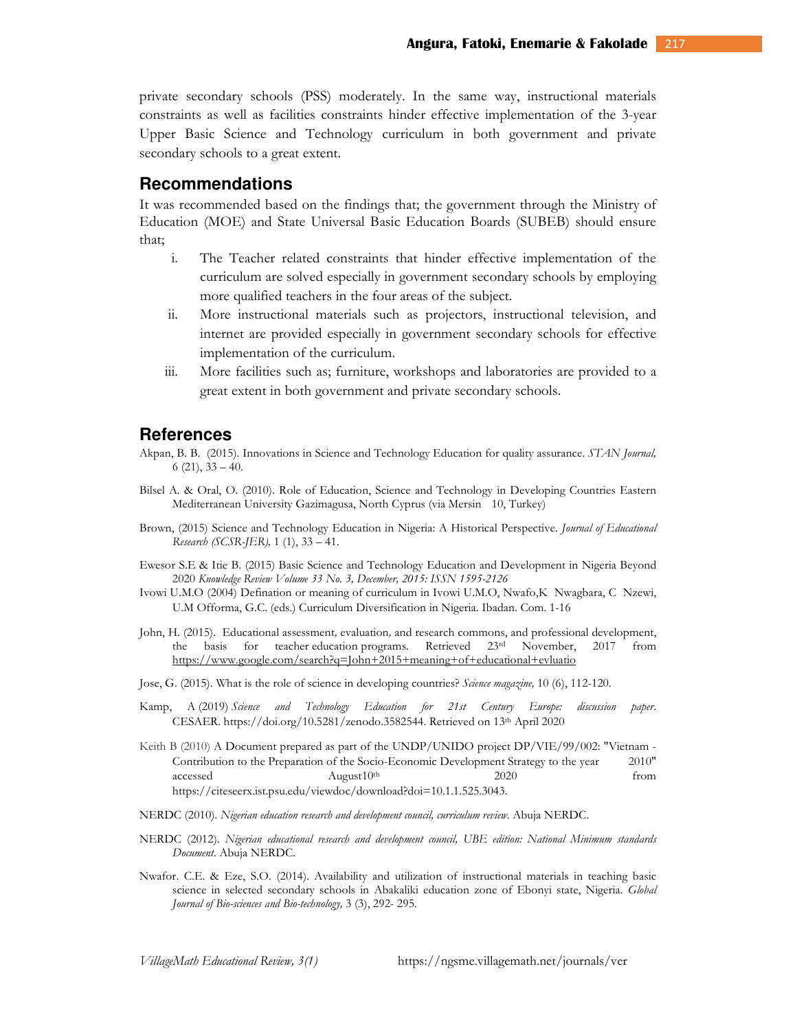private secondary schools (PSS) moderately. In the same way, instructional materials constraints as well as facilities constraints hinder effective implementation of the 3-year Upper Basic Science and Technology curriculum in both government and private secondary schools to a great extent.

## Recommendations

It was recommended based on the findings that; the government through the Ministry of Education (MOE) and State Universal Basic Education Boards (SUBEB) should ensure that;

i. The Teacher related constraints that hinder effective implementation of the curriculum are solved especially in government secondary schools by employing more qualified teachers in the four areas of the subject.

ii. More instructional materials such as projectors, instructional television, and internet are provided especially in government secondary schools for effective implementation of the curriculum.

iii. More facilities such as; furniture, workshops and laboratories are provided to a great extent in both government and private secondary schools.

## References

Akpan, B. B. (2015). Innovations in Science and Technology Education for quality assurance. *STAN Journal,* 6 (21), 33 – 40.

Bilsel A. & Oral, O. (2010). Role of Education, Science and Technology in Developing Countries Eastern Mediterranean University Gazimagusa, North Cyprus (via Mersin 10, Turkey)

Brown, (2015) Science and Technology Education in Nigeria: A Historical Perspective. *Journal of Educational Research (SCSR-JER),* 1 (1), 33 – 41.

Ewesor S.E & Itie B. (2015) Basic Science and Technology Education and Development in Nigeria Beyond 2020 *Knowledge Review Volume 33 No. 3, December, 2015: ISSN 1595-2126*

Ivowi U.M.O (2004) Defination or meaning of curriculum in Ivowi U.M.O, Nwafo,K Nwagbara, C Nzewi, U.M Offorma, G.C. (eds.) Curriculum Diversification in Nigeria. Ibadan. Com. 1-16

John, H. (2015). Educational assessment, evaluation, and research commons, and professional development, the basis for teacher education programs. Retrieved 23rd November, 2017 from https://www.google.com/search?q=John+2015+meaning+of+educational+evluatio

Jose, G. (2015). What is the role of science in developing countries? *Science magazine,* 10 (6), 112-120.

Kamp, A (2019) *Science and Technology Education for 21st Century Europe: discussion paper*. CESAER. https://doi.org/10.5281/zenodo.3582544. Retrieved on 13th April 2020

Keith B (2010) A Document prepared as part of the UNDP/UNIDO project DP/VIE/99/002: "Vietnam - Contribution to the Preparation of the Socio-Economic Development Strategy to the year 2010" accessed August10th 2020 from https://citeseerx.ist.psu.edu/viewdoc/download?doi=10.1.1.525.3043.

NERDC (2010). *Nigerian education research and development council, curriculum review*. Abuja NERDC.

NERDC (2012). *Nigerian educational research and development council, UBE edition: National Minimum standards Document*. Abuja NERDC.

Nwafor. C.E. & Eze, S.O. (2014). Availability and utilization of instructional materials in teaching basic science in selected secondary schools in Abakaliki education zone of Ebonyi state, Nigeria. *Global Journal of Bio-sciences and Bio-technology,* 3 (3), 292- 295.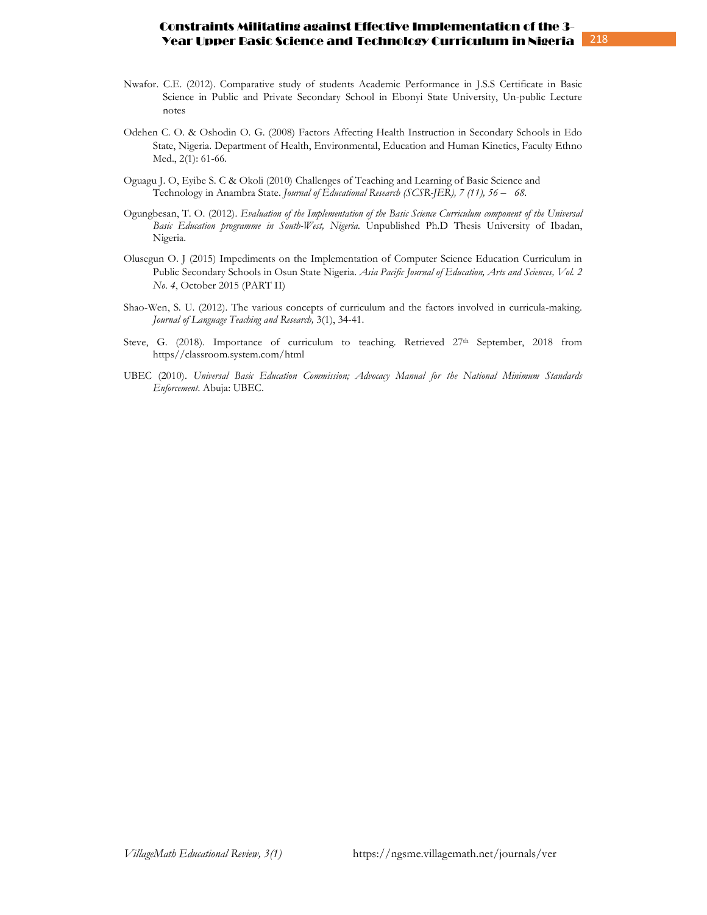Nwafor. C.E. (2012). Comparative study of students Academic Performance in J.S.S Certificate in Basic Science in Public and Private Secondary School in Ebonyi State University, Un-public Lecture notes

Odehen C. O. & Oshodin O. G. (2008) Factors Affecting Health Instruction in Secondary Schools in Edo State, Nigeria. Department of Health, Environmental, Education and Human Kinetics, Faculty Ethno Med., 2(1): 61-66.

Oguagu J. O, Eyibe S. C & Okoli (2010) Challenges of Teaching and Learning of Basic Science and Technology in Anambra State. *Journal of Educational Research (SCSR-JER), 7 (11), 56 – 68.*

Ogungbesan, T. O. (2012). *Evaluation of the Implementation of the Basic Science Curriculum component of the Universal Basic Education programme in South-West, Nigeria.* Unpublished Ph.D Thesis University of Ibadan, Nigeria.

Olusegun O. J (2015) Impediments on the Implementation of Computer Science Education Curriculum in Public Secondary Schools in Osun State Nigeria. *Asia Pacific Journal of Education, Arts and Sciences, Vol. 2 No. 4*, October 2015 (PART II)

Shao-Wen, S. U. (2012). The various concepts of curriculum and the factors involved in curricula-making. *Journal of Language Teaching and Research,* 3(1), 34-41.

Steve, G. (2018). Importance of curriculum to teaching. Retrieved 27th September, 2018 from https//classroom.system.com/html

UBEC (2010). *Universal Basic Education Commission; Advocacy Manual for the National Minimum Standards Enforcement*. Abuja: UBEC.